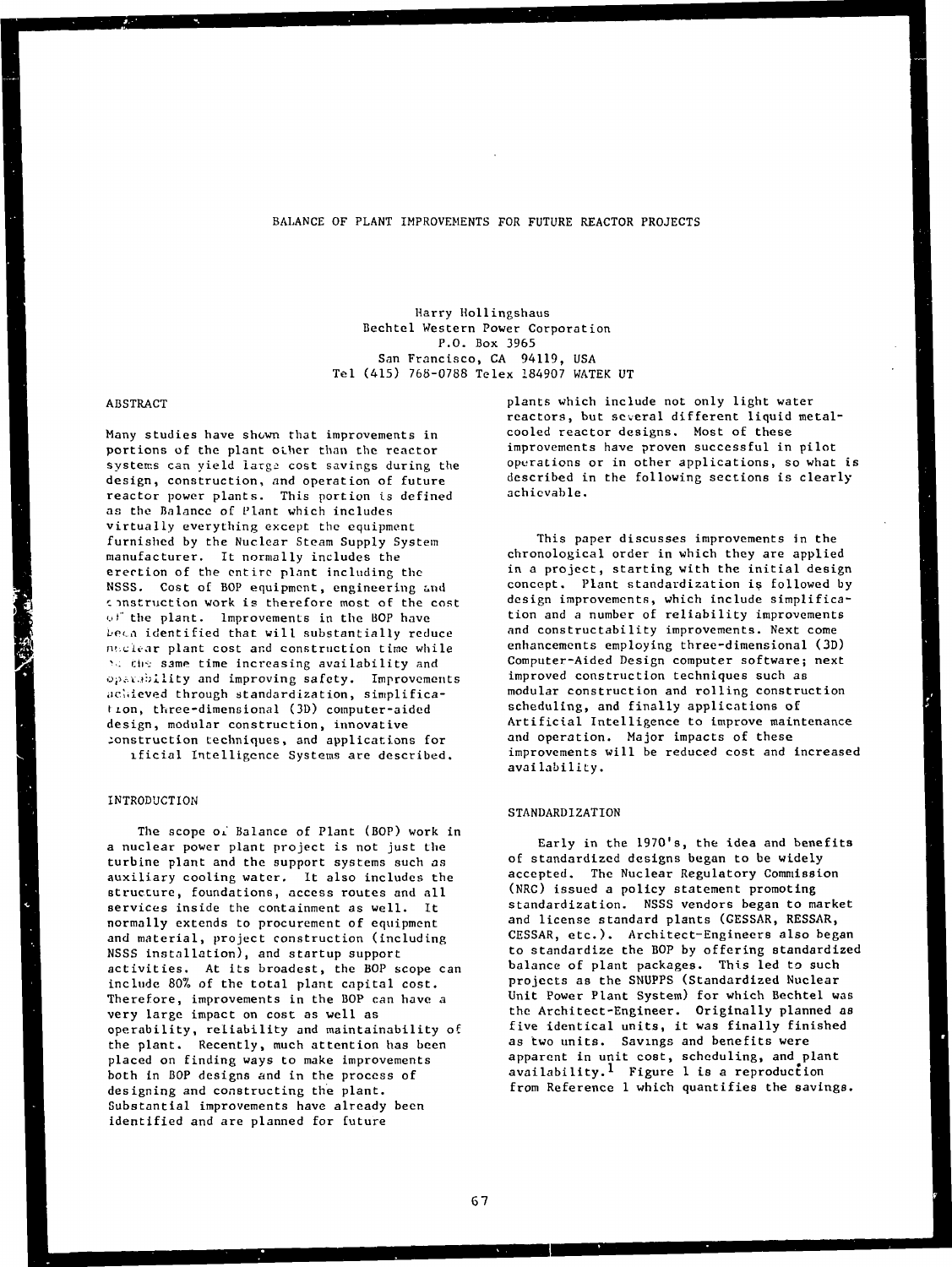# BALANCE OF PLANT IMPROVEMENTS FOR FUTURE REACTOR PROJECTS

Harry Hollingshaus
Bechtel Western Power Corporation
P.O. Box 3965
San Francisco, CA 94119, USA
Tel (415) 768-0788 Telex 184907 WATEK UT

## ABSTRACT

Many studies have shown that improvements in portions of the plant other than the reactor systems can yield large cost savings during the design, construction, and operation of future reactor power plants. This portion is defined as the Balance of Plant which includes virtually everything except the equipment furnished by the Nuclear Steam Supply System manufacturer. It normally includes the erection of the entire plant including the NSSS. Cost of BOP equipment, engineering and construction work is therefore most of the cost of the plant. Improvements in the BOP have been identified that will substantially reduce nuclear plant cost and construction time while at the same time increasing availability and operability and improving safety. Improvements achieved through standardization, simplification, three-dimensional (3D) computer-aided design, modular construction, innovative construction techniques, and applications for Artificial Intelligence Systems are described.

## INTRODUCTION

The scope of Balance of Plant (BOP) work in a nuclear power plant project is not just the turbine plant and the support systems such as auxiliary cooling water. It also includes the structure, foundations, access routes and all services inside the containment as well. It normally extends to procurement of equipment and material, project construction (including NSSS installation), and startup support activities. At its broadest, the BOP scope can include 80% of the total plant capital cost. Therefore, improvements in the BOP can have a very large impact on cost as well as operability, reliability and maintainability of the plant. Recently, much attention has been placed on finding ways to make improvements both in BOP designs and in the process of designing and constructing the plant. Substantial improvements have already been identified and are planned for future plants which include not only light water reactors, but several different liquid metal-cooled reactor designs. Most of these improvements have proven successful in pilot operations or in other applications, so what is described in the following sections is clearly achievable.

This paper discusses improvements in the chronological order in which they are applied in a project, starting with the initial design concept. Plant standardization is followed by design improvements, which include simplification and a number of reliability improvements and constructability improvements. Next come enhancements employing three-dimensional (3D) Computer-Aided Design computer software; next improved construction techniques such as modular construction and rolling construction scheduling, and finally applications of Artificial Intelligence to improve maintenance and operation. Major impacts of these improvements will be reduced cost and increased availability.

## STANDARDIZATION

Early in the 1970's, the idea and benefits of standardized designs began to be widely accepted. The Nuclear Regulatory Commission (NRC) issued a policy statement promoting standardization. NSSS vendors began to market and license standard plants (GESSAR, RESSAR, CESSAR, etc.). Architect-Engineers also began to standardize the BOP by offering standardized balance of plant packages. This led to such projects as the SNUPPS (Standardized Nuclear Unit Power Plant System) for which Bechtel was the Architect-Engineer. Originally planned as five identical units, it was finally finished as two units. Savings and benefits were apparent in unit cost, scheduling, and plant availability.[1] Figure 1 is a reproduction from Reference 1 which quantifies the savings.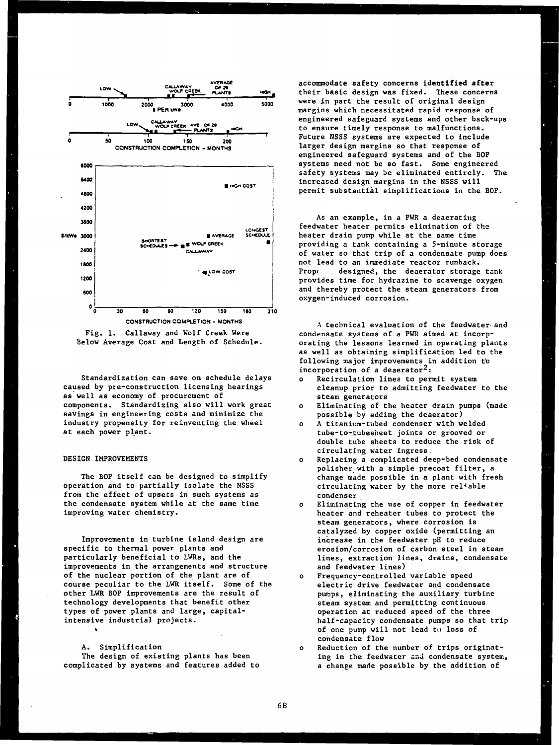Fig. 1. Callaway and Wolf Creek Were Below Average Cost and Length of Schedule.

Standardization can save on schedule delays caused by pre-construction licensing hearings as well as economy of procurement of components. Standardizing also will work great savings in engineering costs and minimize the industry propensity for reinventing the wheel at each power plant.

## DESIGN IMPROVEMENTS

The BOP itself can be designed to simplify operation and to partially isolate the NSSS from the effect of upsets in such systems as the condensate system while at the same time improving water chemistry.

Improvements in turbine island design are specific to thermal power plants and particularly beneficial to LWRs, and the improvements in the arrangements and structure of the nuclear portion of the plant are of course peculiar to the LWR itself. Some of the other LWR BOP improvements are the result of technology developments that benefit other types of power plants and large, capital-intensive industrial projects.

### A. Simplification

The design of existing plants has been complicated by systems and features added to accommodate safety concerns identified after their basic design was fixed. These concerns were in part the result of original design margins which necessitated rapid response of engineered safeguard systems and other back-ups to ensure timely response to malfunctions. Future NSSS systems are expected to include larger design margins so that response of engineered safeguard systems and of the BOP systems need not be so fast. Some engineered safety systems may be eliminated entirely. The increased design margins in the NSSS will permit substantial simplifications in the BOP.

As an example, in a PWR a deaerating feedwater heater permits elimination of the heater drain pump while at the same time providing a tank containing a 5-minute storage of water so that trip of a condensate pump does not lead to an immediate reactor runback. Properly designed, the deaerator storage tank provides time for hydrazine to scavenge oxygen and thereby protect the steam generators from oxygen-induced corrosion.

A technical evaluation of the feedwater and condensate systems of a PWR aimed at incorporating the lessons learned in operating plants as well as obtaining simplification led to the following major improvements in addition to incorporation of a deaerator[2]:

- Recirculation lines to permit system cleanup prior to admitting feedwater to the steam generators
- Eliminating of the heater drain pumps (made possible by adding the deaerator)
- A titanium-tubed condenser with welded tube-to-tubesheet joints or grooved or double tube sheets to reduce the risk of circulating water ingress.
- Replacing a complicated deep-bed condensate polisher with a simple precoat filter, a change made possible in a plant with fresh circulating water by the more reliable condenser
- Eliminating the use of copper in feedwater heater and reheater tubes to protect the steam generators, where corrosion is catalyzed by copper oxide (permitting an increase in the feedwater pH to reduce erosion/corrosion of carbon steel in steam lines, extraction lines, drains, condensate and feedwater lines)
- Frequency-controlled variable speed electric drive feedwater and condensate pumps, eliminating the auxiliary turbine steam system and permitting continuous operation at reduced speed of the three half-capacity condensate pumps so that trip of one pump will not lead to loss of condensate flow
- Reduction of the number of trips originating in the feedwater and condensate system, a change made possible by the addition of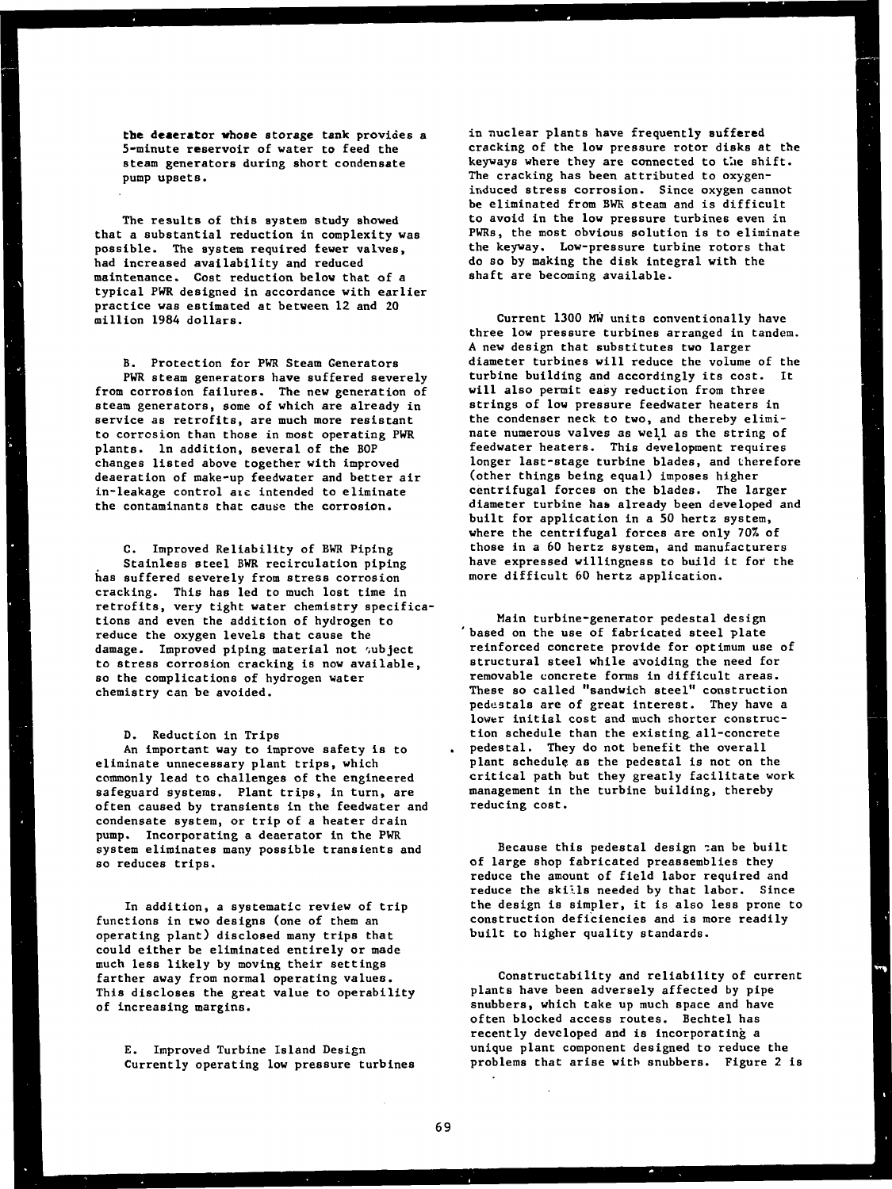the deaerator whose storage tank provides a 5-minute reservoir of water to feed the steam generators during short condensate pump upsets.

The results of this system study showed that a substantial reduction in complexity was possible. The system required fewer valves, had increased availability and reduced maintenance. Cost reduction below that of a typical PWR designed in accordance with earlier practice was estimated at between 12 and 20 million 1984 dollars.

B. Protection for PWR Steam Generators

PWR steam generators have suffered severely from corrosion failures. The new generation of steam generators, some of which are already in service as retrofits, are much more resistant to corrosion than those in most operating PWR plants. In addition, several of the BOP changes listed above together with improved deaeration of make-up feedwater and better air in-leakage control are intended to eliminate the contaminants that cause the corrosion.

C. Improved Reliability of BWR Piping

Stainless steel BWR recirculation piping has suffered severely from stress corrosion cracking. This has led to much lost time in retrofits, very tight water chemistry specifications and even the addition of hydrogen to reduce the oxygen levels that cause the damage. Improved piping material not subject to stress corrosion cracking is now available, so the complications of hydrogen water chemistry can be avoided.

D. Reduction in Trips

An important way to improve safety is to eliminate unnecessary plant trips, which commonly lead to challenges of the engineered safeguard systems. Plant trips, in turn, are often caused by transients in the feedwater and condensate system, or trip of a heater drain pump. Incorporating a deaerator in the PWR system eliminates many possible transients and so reduces trips.

In addition, a systematic review of trip functions in two designs (one of them an operating plant) disclosed many trips that could either be eliminated entirely or made much less likely by moving their settings farther away from normal operating values. This discloses the great value to operability of increasing margins.

E. Improved Turbine Island Design

Currently operating low pressure turbines in nuclear plants have frequently suffered cracking of the low pressure rotor disks at the keyways where they are connected to the shift. The cracking has been attributed to oxygen-induced stress corrosion. Since oxygen cannot be eliminated from BWR steam and is difficult to avoid in the low pressure turbines even in PWRs, the most obvious solution is to eliminate the keyway. Low-pressure turbine rotors that do so by making the disk integral with the shaft are becoming available.

Current 1300 MW units conventionally have three low pressure turbines arranged in tandem. A new design that substitutes two larger diameter turbines will reduce the volume of the turbine building and accordingly its cost. It will also permit easy reduction from three strings of low pressure feedwater heaters in the condenser neck to two, and thereby eliminate numerous valves as well as the string of feedwater heaters. This development requires longer last-stage turbine blades, and therefore (other things being equal) imposes higher centrifugal forces on the blades. The larger diameter turbine has already been developed and built for application in a 50 hertz system, where the centrifugal forces are only 70% of those in a 60 hertz system, and manufacturers have expressed willingness to build it for the more difficult 60 hertz application.

Main turbine-generator pedestal design based on the use of fabricated steel plate reinforced concrete provide for optimum use of structural steel while avoiding the need for removable concrete forms in difficult areas. These so called "sandwich steel" construction pedestals are of great interest. They have a lower initial cost and much shorter construction schedule than the existing all-concrete pedestal. They do not benefit the overall plant schedule as the pedestal is not on the critical path but they greatly facilitate work management in the turbine building, thereby reducing cost.

Because this pedestal design can be built of large shop fabricated preassemblies they reduce the amount of field labor required and reduce the skills needed by that labor. Since the design is simpler, it is also less prone to construction deficiencies and is more readily built to higher quality standards.

Constructability and reliability of current plants have been adversely affected by pipe snubbers, which take up much space and have often blocked access routes. Bechtel has recently developed and is incorporating a unique plant component designed to reduce the problems that arise with snubbers. Figure 2 is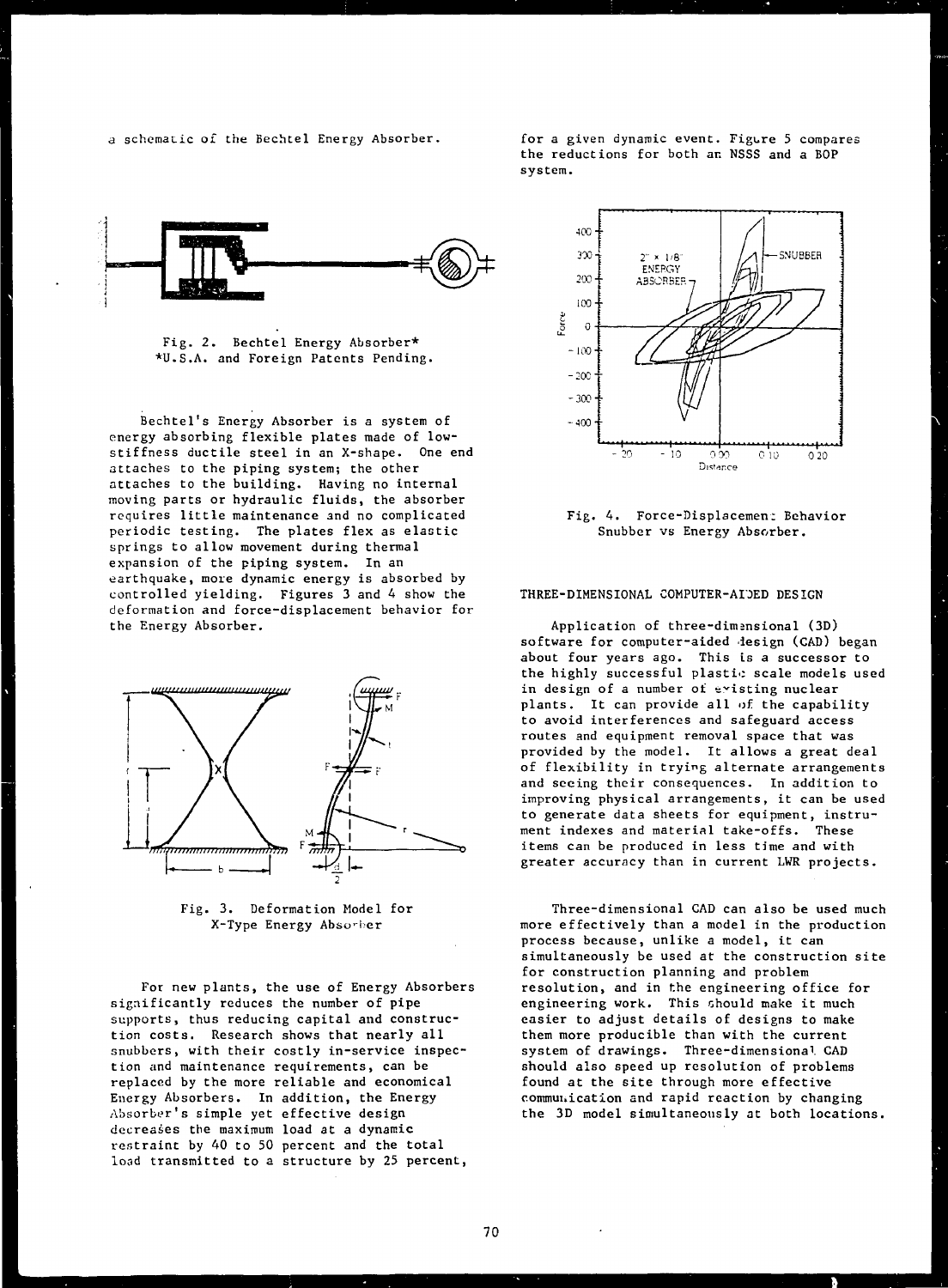a schematic of the Bechtel Energy Absorber.

Fig. 2. Bechtel Energy Absorber*
*U.S.A. and Foreign Patents Pending.

Bechtel's Energy Absorber is a system of energy absorbing flexible plates made of low-stiffness ductile steel in an X-shape. One end attaches to the piping system; the other attaches to the building. Having no internal moving parts or hydraulic fluids, the absorber requires little maintenance and no complicated periodic testing. The plates flex as elastic springs to allow movement during thermal expansion of the piping system. In an earthquake, more dynamic energy is absorbed by controlled yielding. Figures 3 and 4 show the deformation and force-displacement behavior for the Energy Absorber.

Fig. 3. Deformation Model for X-Type Energy Absorber

For new plants, the use of Energy Absorbers significantly reduces the number of pipe supports, thus reducing capital and construction costs. Research shows that nearly all snubbers, with their costly in-service inspection and maintenance requirements, can be replaced by the more reliable and economical Energy Absorbers. In addition, the Energy Absorber's simple yet effective design decreases the maximum load at a dynamic restraint by 40 to 50 percent and the total load transmitted to a structure by 25 percent, for a given dynamic event. Figure 5 compares the reductions for both an NSSS and a BOP system.

Fig. 4. Force-Displacement Behavior Snubber vs Energy Absorber.

## THREE-DIMENSIONAL COMPUTER-AIDED DESIGN

Application of three-dimensional (3D) software for computer-aided design (CAD) began about four years ago. This is a successor to the highly successful plastic scale models used in design of a number of existing nuclear plants. It can provide all of the capability to avoid interferences and safeguard access routes and equipment removal space that was provided by the model. It allows a great deal of flexibility in trying alternate arrangements and seeing their consequences. In addition to improving physical arrangements, it can be used to generate data sheets for equipment, instrument indexes and material take-offs. These items can be produced in less time and with greater accuracy than in current LWR projects.

Three-dimensional CAD can also be used much more effectively than a model in the production process because, unlike a model, it can simultaneously be used at the construction site for construction planning and problem resolution, and in the engineering office for engineering work. This should make it much easier to adjust details of designs to make them more producible than with the current system of drawings. Three-dimensional CAD should also speed up resolution of problems found at the site through more effective communication and rapid reaction by changing the 3D model simultaneously at both locations.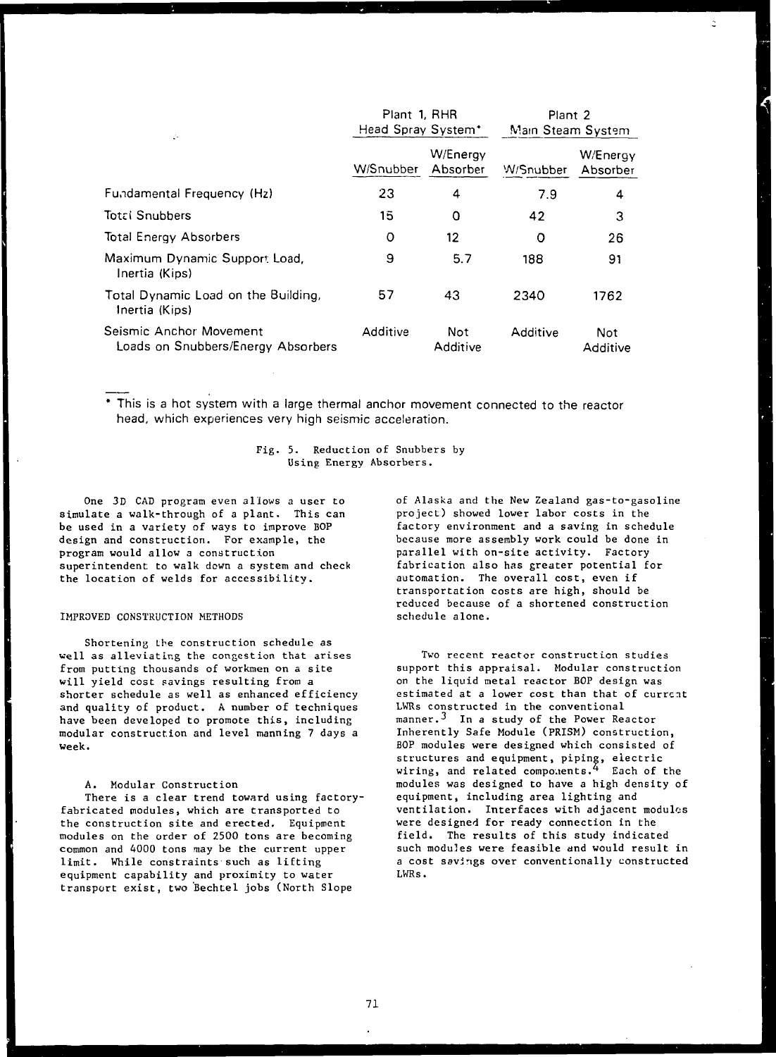| | Plant 1, RHR Head Spray System* | | Plant 2 Main Steam System | |
|---|---|---|---|---|
| | W/Snubber | W/Energy Absorber | W/Snubber | W/Energy Absorber |
| Fundamental Frequency (Hz) | 23 | 4 | 7.9 | 4 |
| Total Snubbers | 15 | 0 | 42 | 3 |
| Total Energy Absorbers | 0 | 12 | 0 | 26 |
| Maximum Dynamic Support Load, Inertia (Kips) | 9 | 5.7 | 188 | 91 |
| Total Dynamic Load on the Building, Inertia (Kips) | 57 | 43 | 2340 | 1762 |
| Seismic Anchor Movement Loads on Snubbers/Energy Absorbers | Additive | Not Additive | Additive | Not Additive |

\* This is a hot system with a large thermal anchor movement connected to the reactor head, which experiences very high seismic acceleration.

Fig. 5. Reduction of Snubbers by Using Energy Absorbers.

One 3D CAD program even allows a user to simulate a walk-through of a plant. This can be used in a variety of ways to improve BOP design and construction. For example, the program would allow a construction superintendent to walk down a system and check the location of welds for accessibility.

## IMPROVED CONSTRUCTION METHODS

Shortening the construction schedule as well as alleviating the congestion that arises from putting thousands of workmen on a site will yield cost savings resulting from a shorter schedule as well as enhanced efficiency and quality of product. A number of techniques have been developed to promote this, including modular construction and level manning 7 days a week.

### A. Modular Construction

There is a clear trend toward using factory-fabricated modules, which are transported to the construction site and erected. Equipment modules on the order of 2500 tons are becoming common and 4000 tons may be the current upper limit. While constraints such as lifting equipment capability and proximity to water transport exist, two Bechtel jobs (North Slope of Alaska and the New Zealand gas-to-gasoline project) showed lower labor costs in the factory environment and a saving in schedule because more assembly work could be done in parallel with on-site activity. Factory fabrication also has greater potential for automation. The overall cost, even if transportation costs are high, should be reduced because of a shortened construction schedule alone.

Two recent reactor construction studies support this appraisal. Modular construction on the liquid metal reactor BOP design was estimated at a lower cost than that of current LWRs constructed in the conventional manner.[3] In a study of the Power Reactor Inherently Safe Module (PRISM) construction, BOP modules were designed which consisted of structures and equipment, piping, electric wiring, and related components.[4] Each of the modules was designed to have a high density of equipment, including area lighting and ventilation. Interfaces with adjacent modules were designed for ready connection in the field. The results of this study indicated such modules were feasible and would result in a cost savings over conventionally constructed LWRs.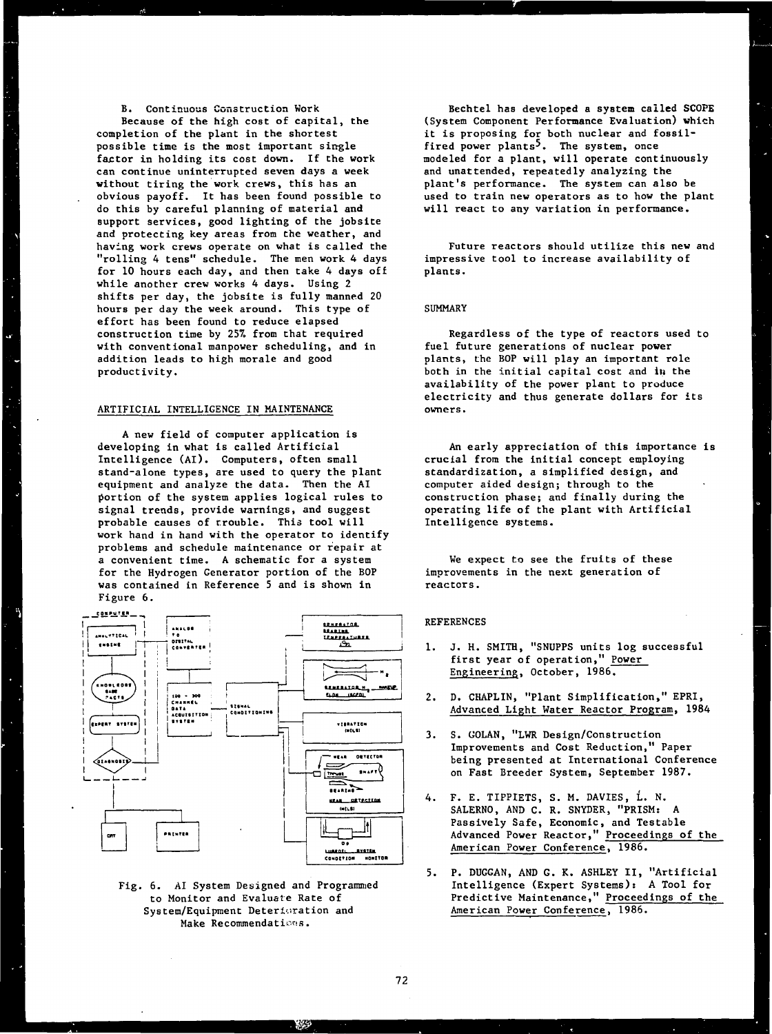B. Continuous Construction Work

Because of the high cost of capital, the completion of the plant in the shortest possible time is the most important single factor in holding its cost down. If the work can continue uninterrupted seven days a week without tiring the work crews, this has an obvious payoff. It has been found possible to do this by careful planning of material and support services, good lighting of the jobsite and protecting key areas from the weather, and having work crews operate on what is called the "rolling 4 tens" schedule. The men work 4 days for 10 hours each day, and then take 4 days off while another crew works 4 days. Using 2 shifts per day, the jobsite is fully manned 20 hours per day the week around. This type of effort has been found to reduce elapsed construction time by 25% from that required with conventional manpower scheduling, and in addition leads to high morale and good productivity.

## ARTIFICIAL INTELLIGENCE IN MAINTENANCE

A new field of computer application is developing in what is called Artificial Intelligence (AI). Computers, often small stand-alone types, are used to query the plant equipment and analyze the data. Then the AI portion of the system applies logical rules to signal trends, provide warnings, and suggest probable causes of trouble. This tool will work hand in hand with the operator to identify problems and schedule maintenance or repair at a convenient time. A schematic for a system for the Hydrogen Generator portion of the BOP was contained in Reference 5 and is shown in Figure 6.

COMPUTER
ANALYTICAL ENGINE
KNOWLEDGE BASE FACTS
EXPERT SYSTEM
DIAGNOSIS
ANALOG TO DIGITAL CONVERTER
100 - 200 CHANNEL DATA ACQUISITION SYSTEM
SIGNAL CONDITIONING
GENERATOR BEARING TEMPERATURES
$H_2$
GENERATOR $H_2$ MAKEUP FLOW (SCFD)
VIBRATION (MILS)
WEAR DETECTOR
TRENDS
SHAFT
BEARING
WEAR DETECTION (MILS)
DP
LUBE OIL SYSTEM CONDITION MONITOR
CRT
PRINTER

Fig. 6. AI System Designed and Programmed to Monitor and Evaluate Rate of System/Equipment Deterioration and Make Recommendations.

Bechtel has developed a system called SCOPE (System Component Performance Evaluation) which it is proposing for both nuclear and fossil-fired power plants[5]. The system, once modeled for a plant, will operate continuously and unattended, repeatedly analyzing the plant's performance. The system can also be used to train new operators as to how the plant will react to any variation in performance.

Future reactors should utilize this new and impressive tool to increase availability of plants.

## SUMMARY

Regardless of the type of reactors used to fuel future generations of nuclear power plants, the BOP will play an important role both in the initial capital cost and in the availability of the power plant to produce electricity and thus generate dollars for its owners.

An early appreciation of this importance is crucial from the initial concept employing standardization, a simplified design, and computer aided design; through to the construction phase; and finally during the operating life of the plant with Artificial Intelligence systems.

We expect to see the fruits of these improvements in the next generation of reactors.

## REFERENCES

1. J. H. SMITH, "SNUPPS units log successful first year of operation," Power Engineering, October, 1986.
2. D. CHAPLIN, "Plant Simplification," EPRI, Advanced Light Water Reactor Program, 1984
3. S. GOLAN, "LWR Design/Construction Improvements and Cost Reduction," Paper being presented at International Conference on Fast Breeder System, September 1987.
4. F. E. TIPPIETS, S. M. DAVIES, L. N. SALERNO, AND C. R. SNYDER, "PRISM: A Passively Safe, Economic, and Testable Advanced Power Reactor," Proceedings of the American Power Conference, 1986.
5. P. DUGGAN, AND G. K. ASHLEY II, "Artificial Intelligence (Expert Systems): A Tool for Predictive Maintenance," Proceedings of the American Power Conference, 1986.